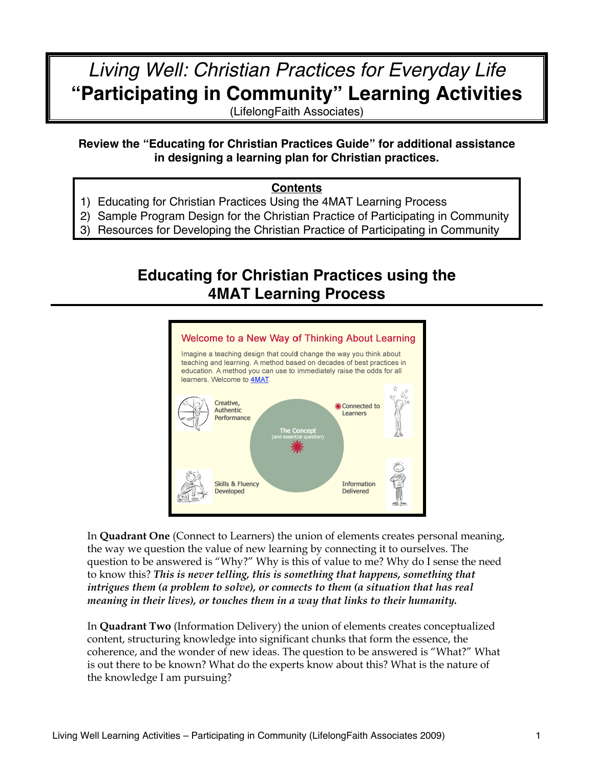# *Living Well: Christian Practices for Everyday Life*
# "Participating in Community" Learning Activities

(LifelongFaith Associates)

**Review the "Educating for Christian Practices Guide" for additional assistance in designing a learning plan for Christian practices.**

**Contents**

1) Educating for Christian Practices Using the 4MAT Learning Process
2) Sample Program Design for the Christian Practice of Participating in Community
3) Resources for Developing the Christian Practice of Participating in Community

## Educating for Christian Practices using the 4MAT Learning Process

Welcome to a New Way of Thinking About Learning

Imagine a teaching design that could change the way you think about teaching and learning. A method based on decades of best practices in education. A method you can use to immediately raise the odds for all learners. Welcome to 4MAT.

Creative, Authentic Performance

Connected to Learners

The Concept (and essential question)

Skills & Fluency Developed

Information Delivered

In **Quadrant One** (Connect to Learners) the union of elements creates personal meaning, the way we question the value of new learning by connecting it to ourselves. The question to be answered is "Why?" Why is this of value to me? Why do I sense the need to know this? ***This is never telling, this is something that happens, something that intrigues them (a problem to solve), or connects to them (a situation that has real meaning in their lives), or touches them in a way that links to their humanity.***

In **Quadrant Two** (Information Delivery) the union of elements creates conceptualized content, structuring knowledge into significant chunks that form the essence, the coherence, and the wonder of new ideas. The question to be answered is "What?" What is out there to be known? What do the experts know about this? What is the nature of the knowledge I am pursuing?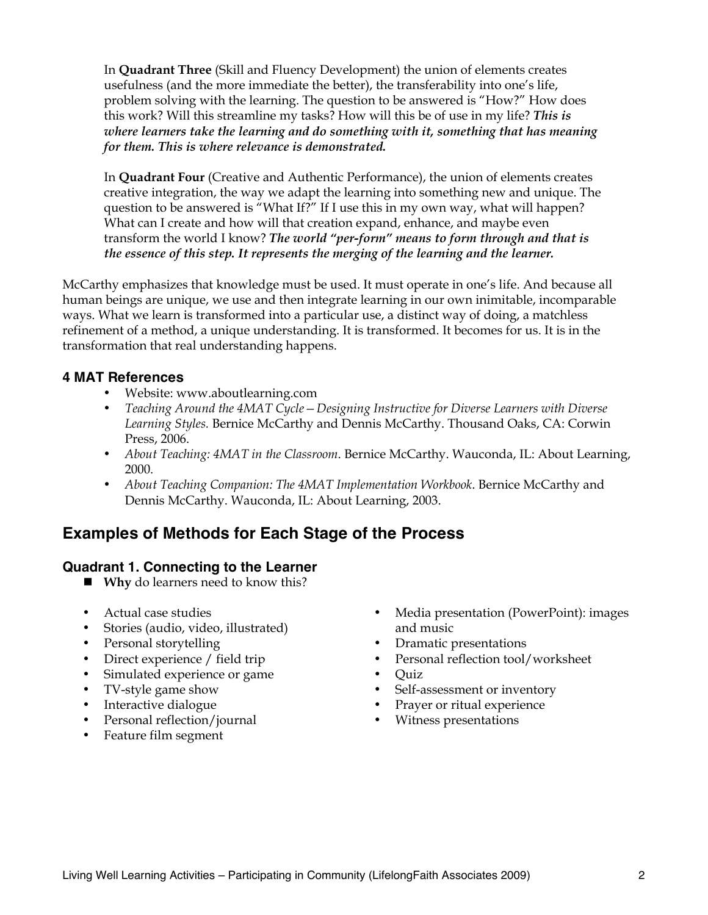In **Quadrant Three** (Skill and Fluency Development) the union of elements creates usefulness (and the more immediate the better), the transferability into one's life, problem solving with the learning. The question to be answered is "How?" How does this work? Will this streamline my tasks? How will this be of use in my life? ***This is where learners take the learning and do something with it, something that has meaning for them. This is where relevance is demonstrated.***

In **Quadrant Four** (Creative and Authentic Performance), the union of elements creates creative integration, the way we adapt the learning into something new and unique. The question to be answered is "What If?" If I use this in my own way, what will happen? What can I create and how will that creation expand, enhance, and maybe even transform the world I know? ***The world "per-form" means to form through and that is the essence of this step. It represents the merging of the learning and the learner.***

McCarthy emphasizes that knowledge must be used. It must operate in one's life. And because all human beings are unique, we use and then integrate learning in our own inimitable, incomparable ways. What we learn is transformed into a particular use, a distinct way of doing, a matchless refinement of a method, a unique understanding. It is transformed. It becomes for us. It is in the transformation that real understanding happens.

### 4 MAT References

- Website: www.aboutlearning.com
- *Teaching Around the 4MAT Cycle—Designing Instructive for Diverse Learners with Diverse Learning Styles.* Bernice McCarthy and Dennis McCarthy. Thousand Oaks, CA: Corwin Press, 2006.
- *About Teaching: 4MAT in the Classroom*. Bernice McCarthy. Wauconda, IL: About Learning, 2000.
- *About Teaching Companion: The 4MAT Implementation Workbook*. Bernice McCarthy and Dennis McCarthy. Wauconda, IL: About Learning, 2003.

## Examples of Methods for Each Stage of the Process

### Quadrant 1. Connecting to the Learner

- **Why** do learners need to know this?

- Actual case studies
- Stories (audio, video, illustrated)
- Personal storytelling
- Direct experience / field trip
- Simulated experience or game
- TV-style game show
- Interactive dialogue
- Personal reflection/journal
- Feature film segment
- Media presentation (PowerPoint): images and music
- Dramatic presentations
- Personal reflection tool/worksheet
- Quiz
- Self-assessment or inventory
- Prayer or ritual experience
- Witness presentations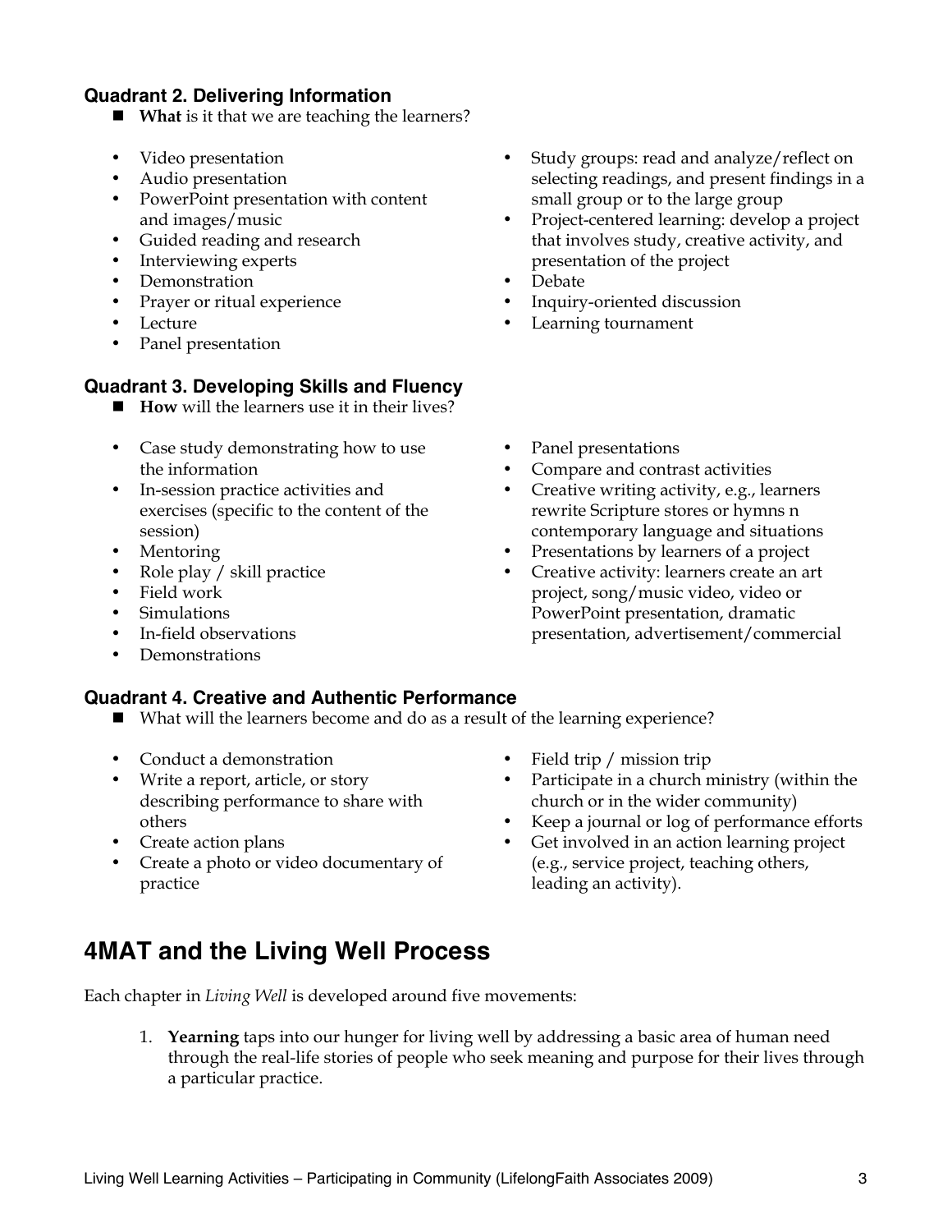### Quadrant 2. Delivering Information

- **What** is it that we are teaching the learners?

- Video presentation
- Audio presentation
- PowerPoint presentation with content and images/music
- Guided reading and research
- Interviewing experts
- Demonstration
- Prayer or ritual experience
- Lecture
- Panel presentation
- Study groups: read and analyze/reflect on selecting readings, and present findings in a small group or to the large group
- Project-centered learning: develop a project that involves study, creative activity, and presentation of the project
- Debate
- Inquiry-oriented discussion
- Learning tournament

### Quadrant 3. Developing Skills and Fluency

- **How** will the learners use it in their lives?

- Case study demonstrating how to use the information
- In-session practice activities and exercises (specific to the content of the session)
- Mentoring
- Role play / skill practice
- Field work
- Simulations
- In-field observations
- Demonstrations
- Panel presentations
- Compare and contrast activities
- Creative writing activity, e.g., learners rewrite Scripture stores or hymns n contemporary language and situations
- Presentations by learners of a project
- Creative activity: learners create an art project, song/music video, video or PowerPoint presentation, dramatic presentation, advertisement/commercial

### Quadrant 4. Creative and Authentic Performance

- What will the learners become and do as a result of the learning experience?

- Conduct a demonstration
- Write a report, article, or story describing performance to share with others
- Create action plans
- Create a photo or video documentary of practice
- Field trip / mission trip
- Participate in a church ministry (within the church or in the wider community)
- Keep a journal or log of performance efforts
- Get involved in an action learning project (e.g., service project, teaching others, leading an activity).

## 4MAT and the Living Well Process

Each chapter in *Living Well* is developed around five movements:

1. **Yearning** taps into our hunger for living well by addressing a basic area of human need through the real-life stories of people who seek meaning and purpose for their lives through a particular practice.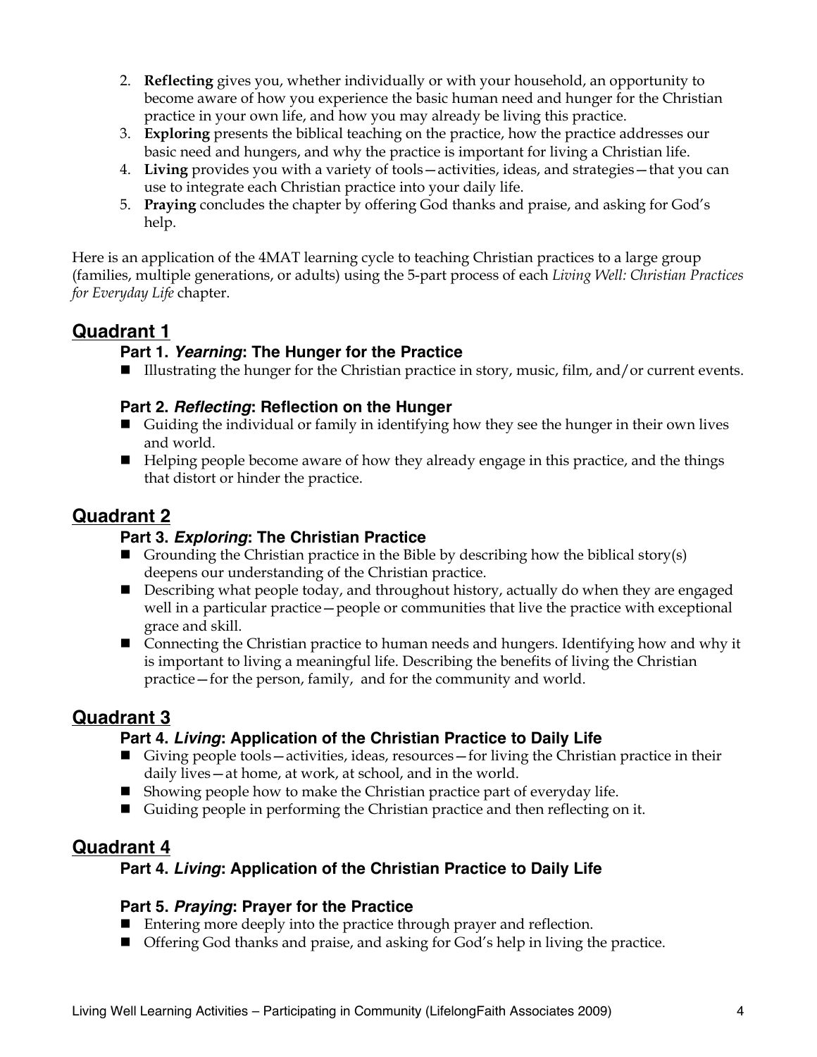2. **Reflecting** gives you, whether individually or with your household, an opportunity to become aware of how you experience the basic human need and hunger for the Christian practice in your own life, and how you may already be living this practice.
3. **Exploring** presents the biblical teaching on the practice, how the practice addresses our basic need and hungers, and why the practice is important for living a Christian life.
4. **Living** provides you with a variety of tools—activities, ideas, and strategies—that you can use to integrate each Christian practice into your daily life.
5. **Praying** concludes the chapter by offering God thanks and praise, and asking for God's help.

Here is an application of the 4MAT learning cycle to teaching Christian practices to a large group (families, multiple generations, or adults) using the 5-part process of each *Living Well: Christian Practices for Everyday Life* chapter.

## Quadrant 1

### Part 1. *Yearning*: The Hunger for the Practice

- Illustrating the hunger for the Christian practice in story, music, film, and/or current events.

### Part 2. *Reflecting*: Reflection on the Hunger

- Guiding the individual or family in identifying how they see the hunger in their own lives and world.
- Helping people become aware of how they already engage in this practice, and the things that distort or hinder the practice.

## Quadrant 2

### Part 3. *Exploring*: The Christian Practice

- Grounding the Christian practice in the Bible by describing how the biblical story(s) deepens our understanding of the Christian practice.
- Describing what people today, and throughout history, actually do when they are engaged well in a particular practice—people or communities that live the practice with exceptional grace and skill.
- Connecting the Christian practice to human needs and hungers. Identifying how and why it is important to living a meaningful life. Describing the benefits of living the Christian practice—for the person, family, and for the community and world.

## Quadrant 3

### Part 4. *Living*: Application of the Christian Practice to Daily Life

- Giving people tools—activities, ideas, resources—for living the Christian practice in their daily lives—at home, at work, at school, and in the world.
- Showing people how to make the Christian practice part of everyday life.
- Guiding people in performing the Christian practice and then reflecting on it.

## Quadrant 4

### Part 4. *Living*: Application of the Christian Practice to Daily Life

### Part 5. *Praying*: Prayer for the Practice

- Entering more deeply into the practice through prayer and reflection.
- Offering God thanks and praise, and asking for God's help in living the practice.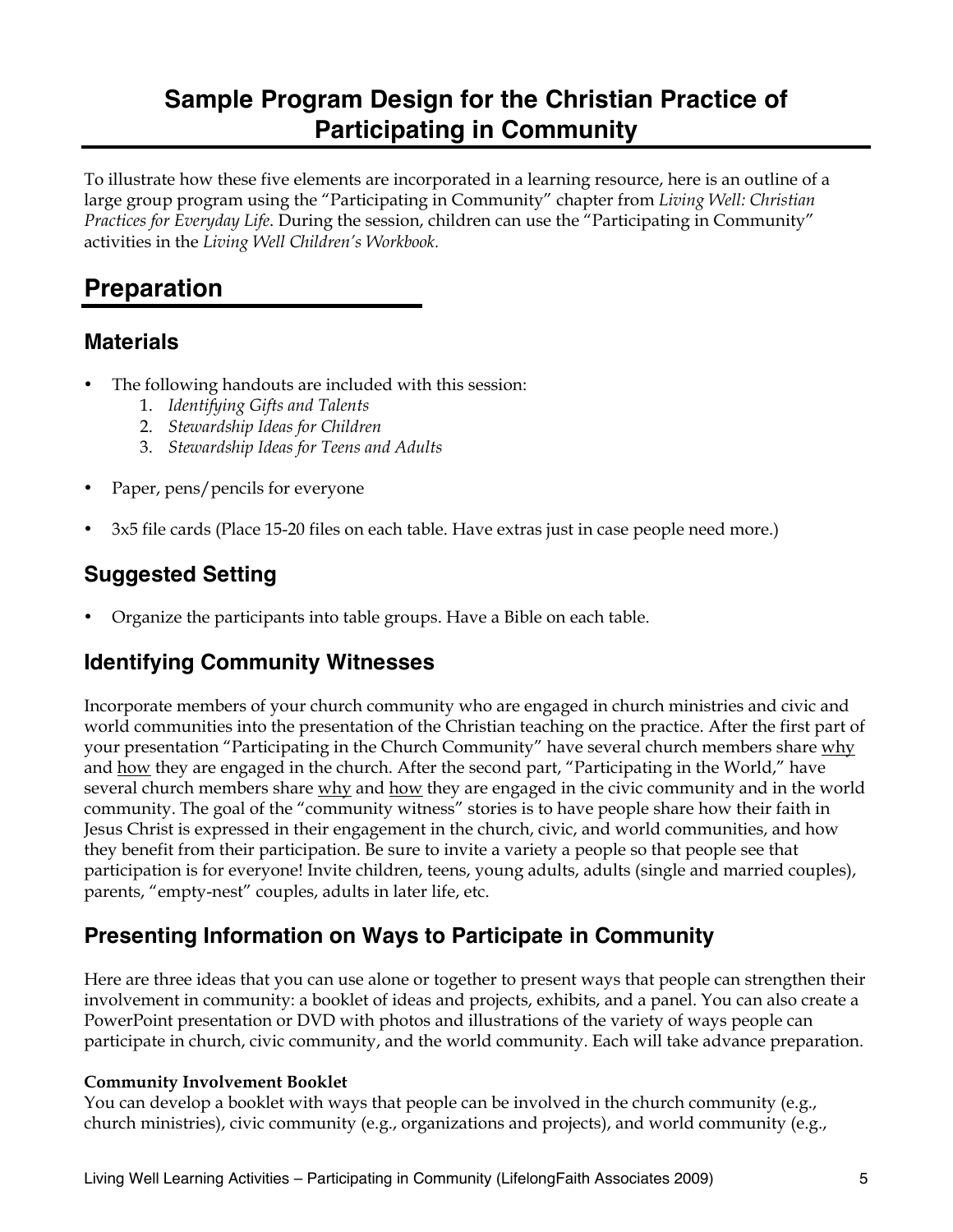# Sample Program Design for the Christian Practice of Participating in Community

To illustrate how these five elements are incorporated in a learning resource, here is an outline of a large group program using the "Participating in Community" chapter from *Living Well: Christian Practices for Everyday Life*. During the session, children can use the "Participating in Community" activities in the *Living Well Children's Workbook*.

## Preparation

### Materials

- The following handouts are included with this session:
  1. *Identifying Gifts and Talents*
  2. *Stewardship Ideas for Children*
  3. *Stewardship Ideas for Teens and Adults*
- Paper, pens/pencils for everyone
- 3x5 file cards (Place 15-20 files on each table. Have extras just in case people need more.)

### Suggested Setting

- Organize the participants into table groups. Have a Bible on each table.

### Identifying Community Witnesses

Incorporate members of your church community who are engaged in church ministries and civic and world communities into the presentation of the Christian teaching on the practice. After the first part of your presentation "Participating in the Church Community" have several church members share <u>why</u> and <u>how</u> they are engaged in the church. After the second part, "Participating in the World," have several church members share <u>why</u> and <u>how</u> they are engaged in the civic community and in the world community. The goal of the "community witness" stories is to have people share how their faith in Jesus Christ is expressed in their engagement in the church, civic, and world communities, and how they benefit from their participation. Be sure to invite a variety a people so that people see that participation is for everyone! Invite children, teens, young adults, adults (single and married couples), parents, "empty-nest" couples, adults in later life, etc.

### Presenting Information on Ways to Participate in Community

Here are three ideas that you can use alone or together to present ways that people can strengthen their involvement in community: a booklet of ideas and projects, exhibits, and a panel. You can also create a PowerPoint presentation or DVD with photos and illustrations of the variety of ways people can participate in church, civic community, and the world community. Each will take advance preparation.

**Community Involvement Booklet**
You can develop a booklet with ways that people can be involved in the church community (e.g., church ministries), civic community (e.g., organizations and projects), and world community (e.g.,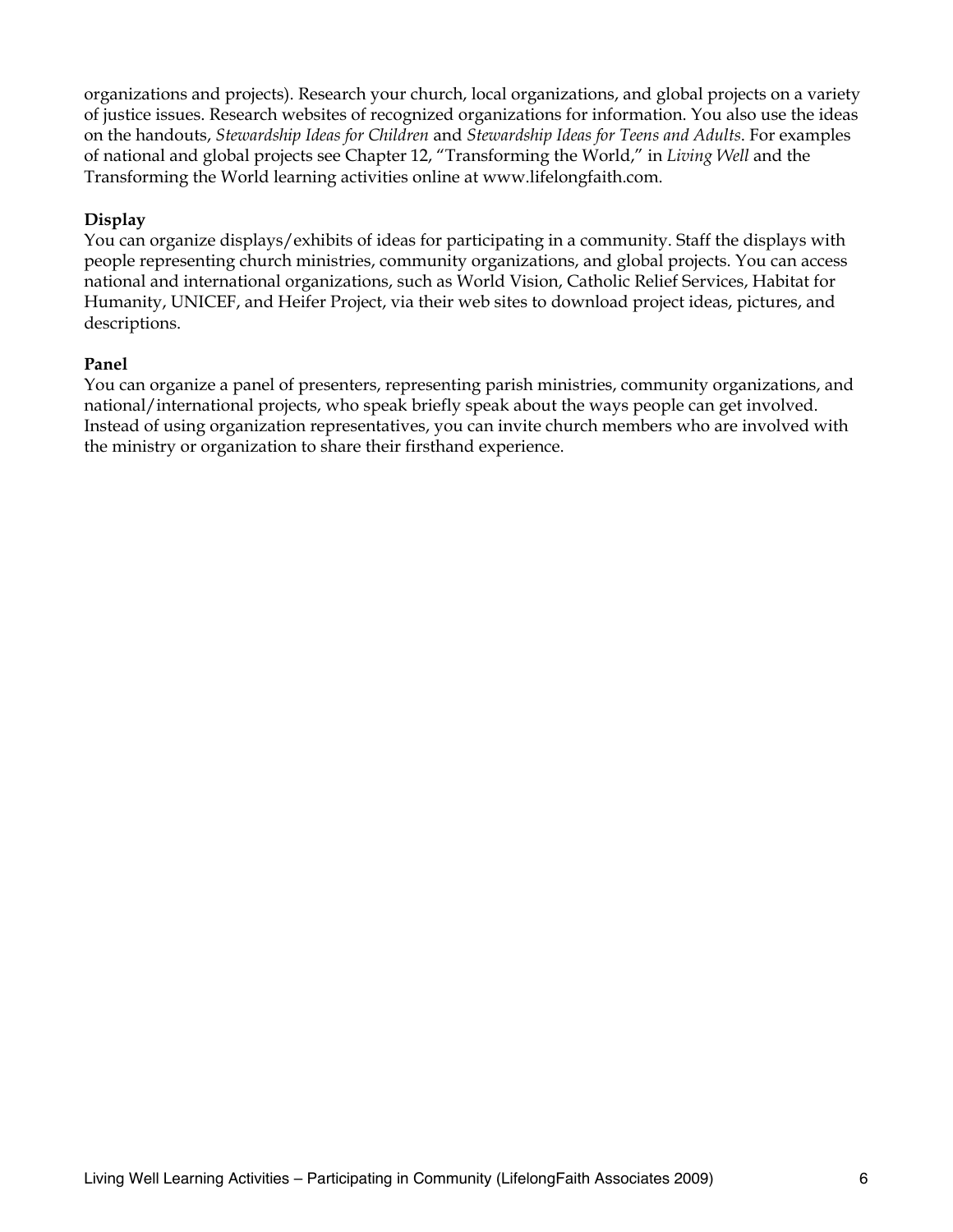organizations and projects). Research your church, local organizations, and global projects on a variety of justice issues. Research websites of recognized organizations for information. You also use the ideas on the handouts, *Stewardship Ideas for Children* and *Stewardship Ideas for Teens and Adults*. For examples of national and global projects see Chapter 12, "Transforming the World," in *Living Well* and the Transforming the World learning activities online at www.lifelongfaith.com.

**Display**

You can organize displays/exhibits of ideas for participating in a community. Staff the displays with people representing church ministries, community organizations, and global projects. You can access national and international organizations, such as World Vision, Catholic Relief Services, Habitat for Humanity, UNICEF, and Heifer Project, via their web sites to download project ideas, pictures, and descriptions.

**Panel**

You can organize a panel of presenters, representing parish ministries, community organizations, and national/international projects, who speak briefly speak about the ways people can get involved. Instead of using organization representatives, you can invite church members who are involved with the ministry or organization to share their firsthand experience.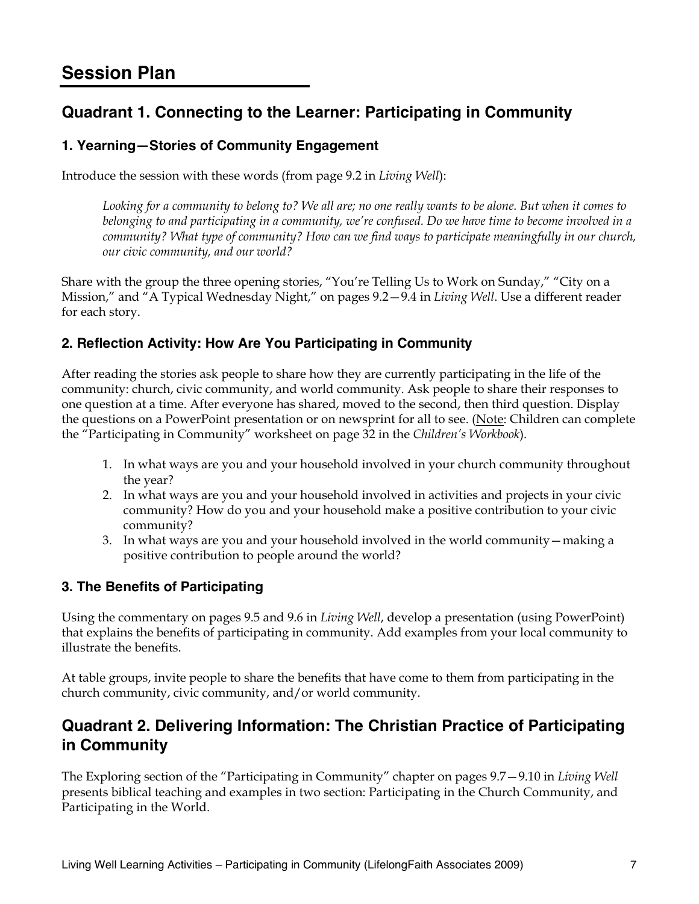# Session Plan

## Quadrant 1. Connecting to the Learner: Participating in Community

### 1. Yearning—Stories of Community Engagement

Introduce the session with these words (from page 9.2 in *Living Well*):

> *Looking for a community to belong to? We all are; no one really wants to be alone. But when it comes to belonging to and participating in a community, we're confused. Do we have time to become involved in a community? What type of community? How can we find ways to participate meaningfully in our church, our civic community, and our world?*

Share with the group the three opening stories, "You're Telling Us to Work on Sunday," "City on a Mission," and "A Typical Wednesday Night," on pages 9.2—9.4 in *Living Well*. Use a different reader for each story.

### 2. Reflection Activity: How Are You Participating in Community

After reading the stories ask people to share how they are currently participating in the life of the community: church, civic community, and world community. Ask people to share their responses to one question at a time. After everyone has shared, moved to the second, then third question. Display the questions on a PowerPoint presentation or on newsprint for all to see. (<u>Note</u>: Children can complete the "Participating in Community" worksheet on page 32 in the *Children's Workbook*).

1. In what ways are you and your household involved in your church community throughout the year?
2. In what ways are you and your household involved in activities and projects in your civic community? How do you and your household make a positive contribution to your civic community?
3. In what ways are you and your household involved in the world community—making a positive contribution to people around the world?

### 3. The Benefits of Participating

Using the commentary on pages 9.5 and 9.6 in *Living Well*, develop a presentation (using PowerPoint) that explains the benefits of participating in community. Add examples from your local community to illustrate the benefits.

At table groups, invite people to share the benefits that have come to them from participating in the church community, civic community, and/or world community.

## Quadrant 2. Delivering Information: The Christian Practice of Participating in Community

The Exploring section of the "Participating in Community" chapter on pages 9.7—9.10 in *Living Well* presents biblical teaching and examples in two section: Participating in the Church Community, and Participating in the World.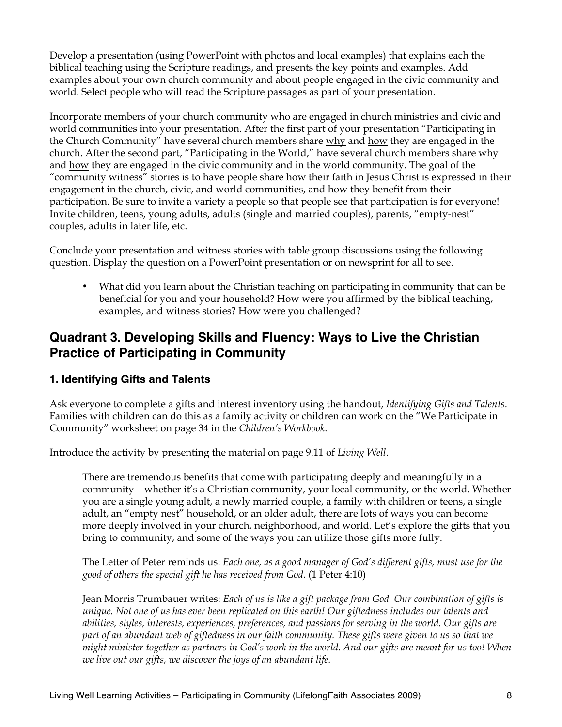Develop a presentation (using PowerPoint with photos and local examples) that explains each the biblical teaching using the Scripture readings, and presents the key points and examples. Add examples about your own church community and about people engaged in the civic community and world. Select people who will read the Scripture passages as part of your presentation.

Incorporate members of your church community who are engaged in church ministries and civic and world communities into your presentation. After the first part of your presentation "Participating in the Church Community" have several church members share <u>why</u> and <u>how</u> they are engaged in the church. After the second part, "Participating in the World," have several church members share <u>why</u> and <u>how</u> they are engaged in the civic community and in the world community. The goal of the "community witness" stories is to have people share how their faith in Jesus Christ is expressed in their engagement in the church, civic, and world communities, and how they benefit from their participation. Be sure to invite a variety a people so that people see that participation is for everyone! Invite children, teens, young adults, adults (single and married couples), parents, "empty-nest" couples, adults in later life, etc.

Conclude your presentation and witness stories with table group discussions using the following question. Display the question on a PowerPoint presentation or on newsprint for all to see.

- What did you learn about the Christian teaching on participating in community that can be beneficial for you and your household? How were you affirmed by the biblical teaching, examples, and witness stories? How were you challenged?

## Quadrant 3. Developing Skills and Fluency: Ways to Live the Christian Practice of Participating in Community

### 1. Identifying Gifts and Talents

Ask everyone to complete a gifts and interest inventory using the handout, *Identifying Gifts and Talents*. Families with children can do this as a family activity or children can work on the "We Participate in Community" worksheet on page 34 in the *Children's Workbook*.

Introduce the activity by presenting the material on page 9.11 of *Living Well*.

> There are tremendous benefits that come with participating deeply and meaningfully in a community—whether it's a Christian community, your local community, or the world. Whether you are a single young adult, a newly married couple, a family with children or teens, a single adult, an "empty nest" household, or an older adult, there are lots of ways you can become more deeply involved in your church, neighborhood, and world. Let's explore the gifts that you bring to community, and some of the ways you can utilize those gifts more fully.
>
> The Letter of Peter reminds us: *Each one, as a good manager of God's different gifts, must use for the good of others the special gift he has received from God.* (1 Peter 4:10)
>
> Jean Morris Trumbauer writes: *Each of us is like a gift package from God. Our combination of gifts is unique. Not one of us has ever been replicated on this earth! Our giftedness includes our talents and abilities, styles, interests, experiences, preferences, and passions for serving in the world. Our gifts are part of an abundant web of giftedness in our faith community. These gifts were given to us so that we might minister together as partners in God's work in the world. And our gifts are meant for us too! When we live out our gifts, we discover the joys of an abundant life.*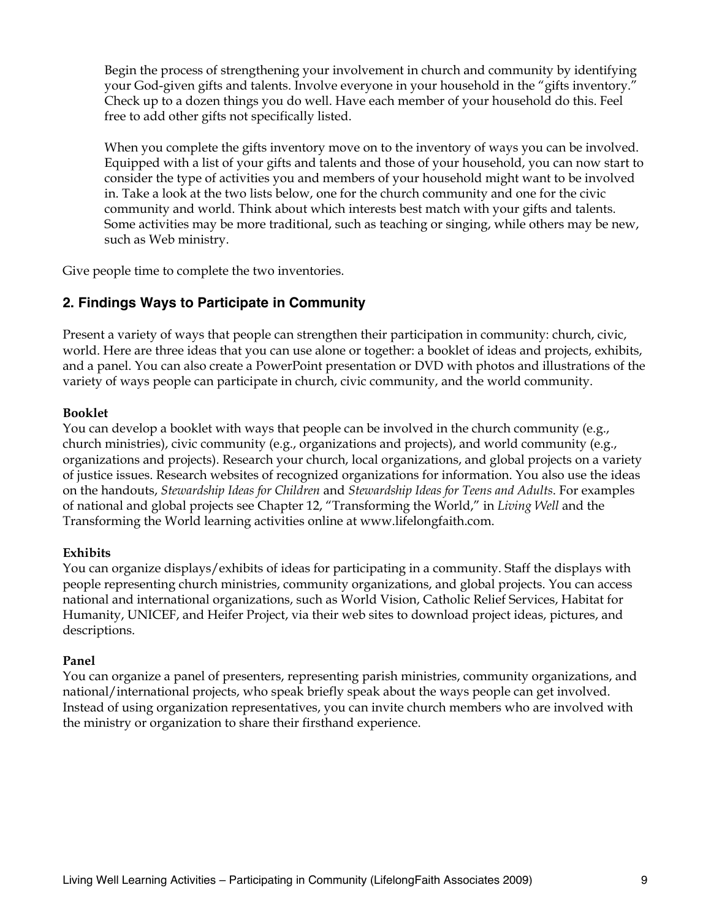Begin the process of strengthening your involvement in church and community by identifying your God-given gifts and talents. Involve everyone in your household in the "gifts inventory." Check up to a dozen things you do well. Have each member of your household do this. Feel free to add other gifts not specifically listed.

When you complete the gifts inventory move on to the inventory of ways you can be involved. Equipped with a list of your gifts and talents and those of your household, you can now start to consider the type of activities you and members of your household might want to be involved in. Take a look at the two lists below, one for the church community and one for the civic community and world. Think about which interests best match with your gifts and talents. Some activities may be more traditional, such as teaching or singing, while others may be new, such as Web ministry.

Give people time to complete the two inventories.

## 2. Findings Ways to Participate in Community

Present a variety of ways that people can strengthen their participation in community: church, civic, world. Here are three ideas that you can use alone or together: a booklet of ideas and projects, exhibits, and a panel. You can also create a PowerPoint presentation or DVD with photos and illustrations of the variety of ways people can participate in church, civic community, and the world community.

**Booklet**
You can develop a booklet with ways that people can be involved in the church community (e.g., church ministries), civic community (e.g., organizations and projects), and world community (e.g., organizations and projects). Research your church, local organizations, and global projects on a variety of justice issues. Research websites of recognized organizations for information. You also use the ideas on the handouts, *Stewardship Ideas for Children* and *Stewardship Ideas for Teens and Adults*. For examples of national and global projects see Chapter 12, "Transforming the World," in *Living Well* and the Transforming the World learning activities online at www.lifelongfaith.com.

**Exhibits**
You can organize displays/exhibits of ideas for participating in a community. Staff the displays with people representing church ministries, community organizations, and global projects. You can access national and international organizations, such as World Vision, Catholic Relief Services, Habitat for Humanity, UNICEF, and Heifer Project, via their web sites to download project ideas, pictures, and descriptions.

**Panel**
You can organize a panel of presenters, representing parish ministries, community organizations, and national/international projects, who speak briefly speak about the ways people can get involved. Instead of using organization representatives, you can invite church members who are involved with the ministry or organization to share their firsthand experience.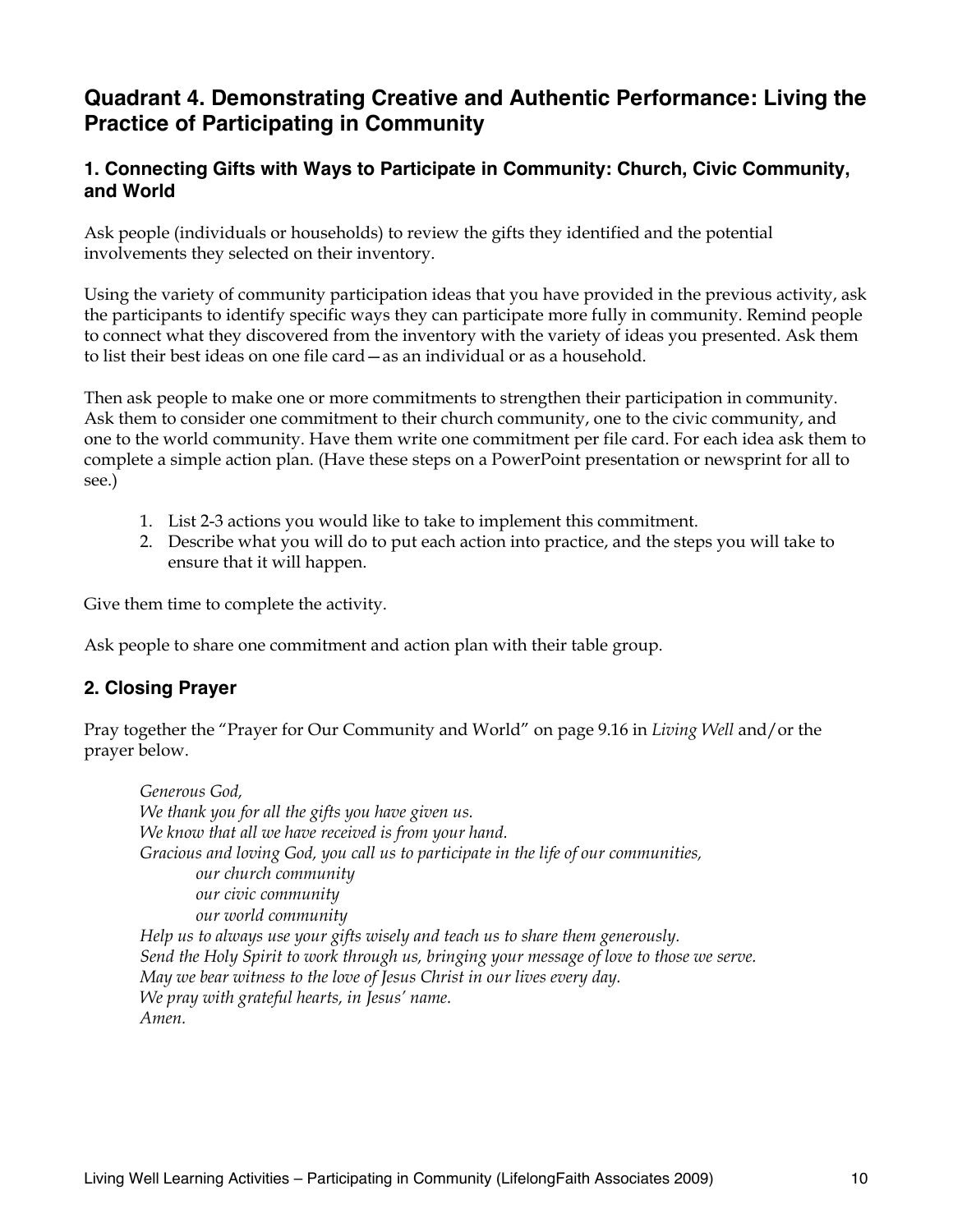## Quadrant 4. Demonstrating Creative and Authentic Performance: Living the Practice of Participating in Community

### 1. Connecting Gifts with Ways to Participate in Community: Church, Civic Community, and World

Ask people (individuals or households) to review the gifts they identified and the potential involvements they selected on their inventory.

Using the variety of community participation ideas that you have provided in the previous activity, ask the participants to identify specific ways they can participate more fully in community. Remind people to connect what they discovered from the inventory with the variety of ideas you presented. Ask them to list their best ideas on one file card—as an individual or as a household.

Then ask people to make one or more commitments to strengthen their participation in community. Ask them to consider one commitment to their church community, one to the civic community, and one to the world community. Have them write one commitment per file card. For each idea ask them to complete a simple action plan. (Have these steps on a PowerPoint presentation or newsprint for all to see.)

1. List 2-3 actions you would like to take to implement this commitment.
2. Describe what you will do to put each action into practice, and the steps you will take to ensure that it will happen.

Give them time to complete the activity.

Ask people to share one commitment and action plan with their table group.

### 2. Closing Prayer

Pray together the "Prayer for Our Community and World" on page 9.16 in *Living Well* and/or the prayer below.

*Generous God,*
*We thank you for all the gifts you have given us.*
*We know that all we have received is from your hand.*
*Gracious and loving God, you call us to participate in the life of our communities,*
*our church community*
*our civic community*
*our world community*
*Help us to always use your gifts wisely and teach us to share them generously.*
*Send the Holy Spirit to work through us, bringing your message of love to those we serve.*
*May we bear witness to the love of Jesus Christ in our lives every day.*
*We pray with grateful hearts, in Jesus' name.*
*Amen.*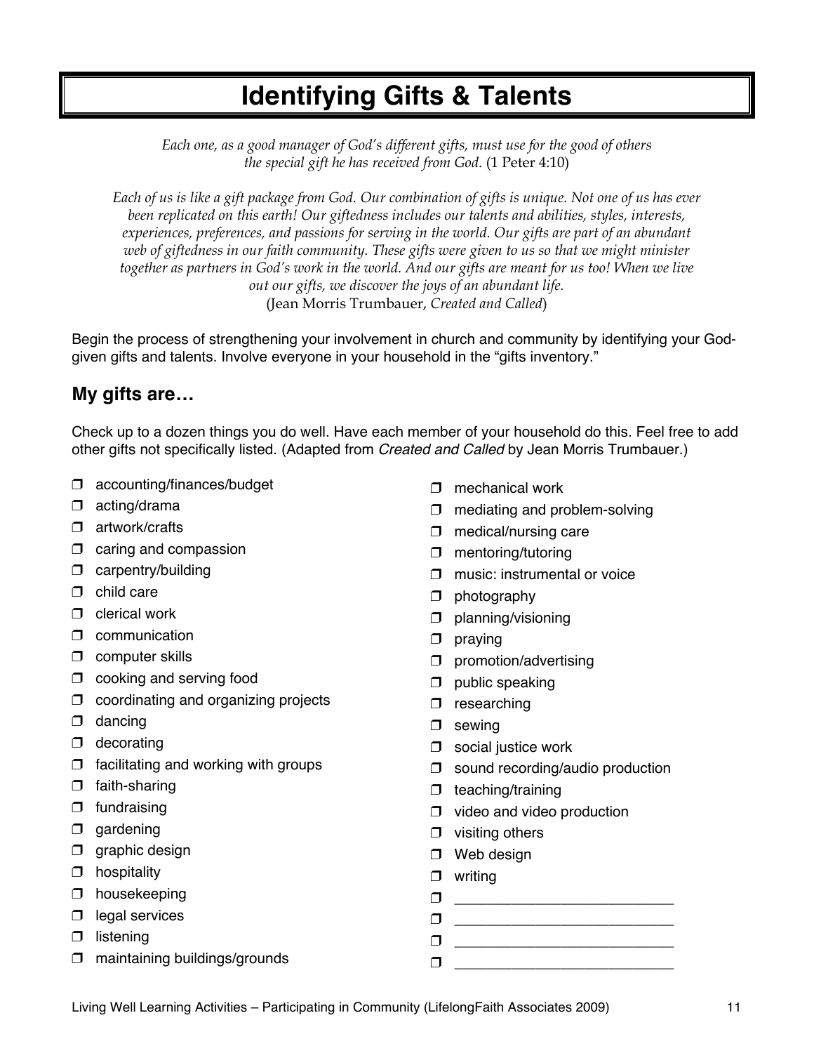# Identifying Gifts & Talents

*Each one, as a good manager of God's different gifts, must use for the good of others the special gift he has received from God.* (1 Peter 4:10)

*Each of us is like a gift package from God. Our combination of gifts is unique. Not one of us has ever been replicated on this earth! Our giftedness includes our talents and abilities, styles, interests, experiences, preferences, and passions for serving in the world. Our gifts are part of an abundant web of giftedness in our faith community. These gifts were given to us so that we might minister together as partners in God's work in the world. And our gifts are meant for us too! When we live out our gifts, we discover the joys of an abundant life.*
(Jean Morris Trumbauer, *Created and Called*)

Begin the process of strengthening your involvement in church and community by identifying your God-given gifts and talents. Involve everyone in your household in the "gifts inventory."

## My gifts are…

Check up to a dozen things you do well. Have each member of your household do this. Feel free to add other gifts not specifically listed. (Adapted from *Created and Called* by Jean Morris Trumbauer.)

- ❒ accounting/finances/budget
- ❒ acting/drama
- ❒ artwork/crafts
- ❒ caring and compassion
- ❒ carpentry/building
- ❒ child care
- ❒ clerical work
- ❒ communication
- ❒ computer skills
- ❒ cooking and serving food
- ❒ coordinating and organizing projects
- ❒ dancing
- ❒ decorating
- ❒ facilitating and working with groups
- ❒ faith-sharing
- ❒ fundraising
- ❒ gardening
- ❒ graphic design
- ❒ hospitality
- ❒ housekeeping
- ❒ legal services
- ❒ listening
- ❒ maintaining buildings/grounds
- ❒ mechanical work
- ❒ mediating and problem-solving
- ❒ medical/nursing care
- ❒ mentoring/tutoring
- ❒ music: instrumental or voice
- ❒ photography
- ❒ planning/visioning
- ❒ praying
- ❒ promotion/advertising
- ❒ public speaking
- ❒ researching
- ❒ sewing
- ❒ social justice work
- ❒ sound recording/audio production
- ❒ teaching/training
- ❒ video and video production
- ❒ visiting others
- ❒ Web design
- ❒ writing
- ❒ ____________________________
- ❒ ____________________________
- ❒ ____________________________
- ❒ ____________________________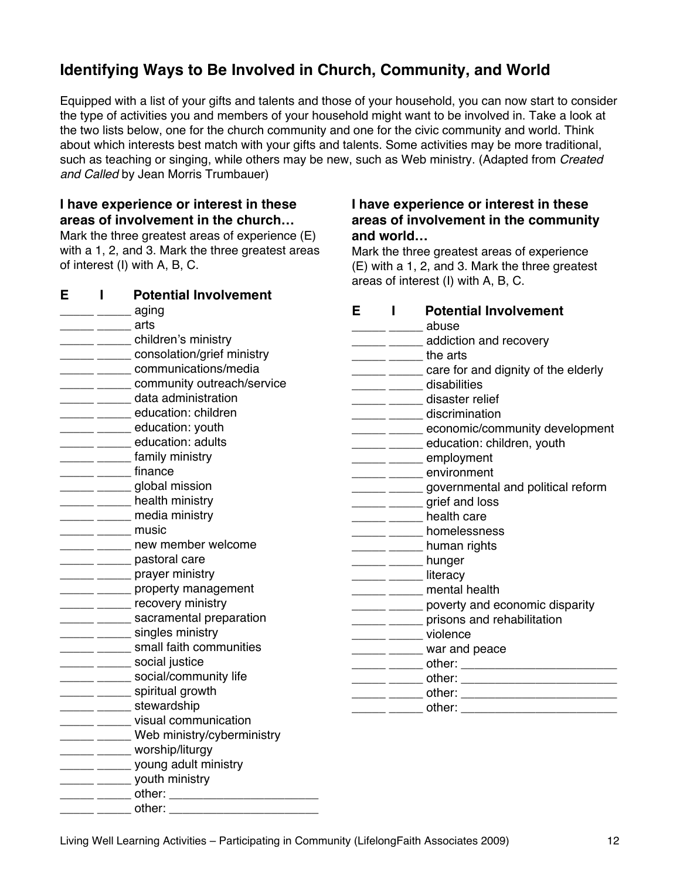## Identifying Ways to Be Involved in Church, Community, and World

Equipped with a list of your gifts and talents and those of your household, you can now start to consider the type of activities you and members of your household might want to be involved in. Take a look at the two lists below, one for the church community and one for the civic community and world. Think about which interests best match with your gifts and talents. Some activities may be more traditional, such as teaching or singing, while others may be new, such as Web ministry. (Adapted from *Created and Called* by Jean Morris Trumbauer)

**I have experience or interest in these areas of involvement in the church…**
Mark the three greatest areas of experience (E) with a 1, 2, and 3. Mark the three greatest areas of interest (I) with A, B, C.

| E | I | Potential Involvement |
|---|---|---|
| _____ | _____ | aging |
| _____ | _____ | arts |
| _____ | _____ | children's ministry |
| _____ | _____ | consolation/grief ministry |
| _____ | _____ | communications/media |
| _____ | _____ | community outreach/service |
| _____ | _____ | data administration |
| _____ | _____ | education: children |
| _____ | _____ | education: youth |
| _____ | _____ | education: adults |
| _____ | _____ | family ministry |
| _____ | _____ | finance |
| _____ | _____ | global mission |
| _____ | _____ | health ministry |
| _____ | _____ | media ministry |
| _____ | _____ | music |
| _____ | _____ | new member welcome |
| _____ | _____ | pastoral care |
| _____ | _____ | prayer ministry |
| _____ | _____ | property management |
| _____ | _____ | recovery ministry |
| _____ | _____ | sacramental preparation |
| _____ | _____ | singles ministry |
| _____ | _____ | small faith communities |
| _____ | _____ | social justice |
| _____ | _____ | social/community life |
| _____ | _____ | spiritual growth |
| _____ | _____ | stewardship |
| _____ | _____ | visual communication |
| _____ | _____ | Web ministry/cyberministry |
| _____ | _____ | worship/liturgy |
| _____ | _____ | young adult ministry |
| _____ | _____ | youth ministry |
| _____ | _____ | other: ______________________ |
| _____ | _____ | other: ______________________ |

**I have experience or interest in these areas of involvement in the community and world…**
Mark the three greatest areas of experience (E) with a 1, 2, and 3. Mark the three greatest areas of interest (I) with A, B, C.

| E | I | Potential Involvement |
|---|---|---|
| _____ | _____ | abuse |
| _____ | _____ | addiction and recovery |
| _____ | _____ | the arts |
| _____ | _____ | care for and dignity of the elderly |
| _____ | _____ | disabilities |
| _____ | _____ | disaster relief |
| _____ | _____ | discrimination |
| _____ | _____ | economic/community development |
| _____ | _____ | education: children, youth |
| _____ | _____ | employment |
| _____ | _____ | environment |
| _____ | _____ | governmental and political reform |
| _____ | _____ | grief and loss |
| _____ | _____ | health care |
| _____ | _____ | homelessness |
| _____ | _____ | human rights |
| _____ | _____ | hunger |
| _____ | _____ | literacy |
| _____ | _____ | mental health |
| _____ | _____ | poverty and economic disparity |
| _____ | _____ | prisons and rehabilitation |
| _____ | _____ | violence |
| _____ | _____ | war and peace |
| _____ | _____ | other: ______________________ |
| _____ | _____ | other: ______________________ |
| _____ | _____ | other: ______________________ |
| _____ | _____ | other: ______________________ |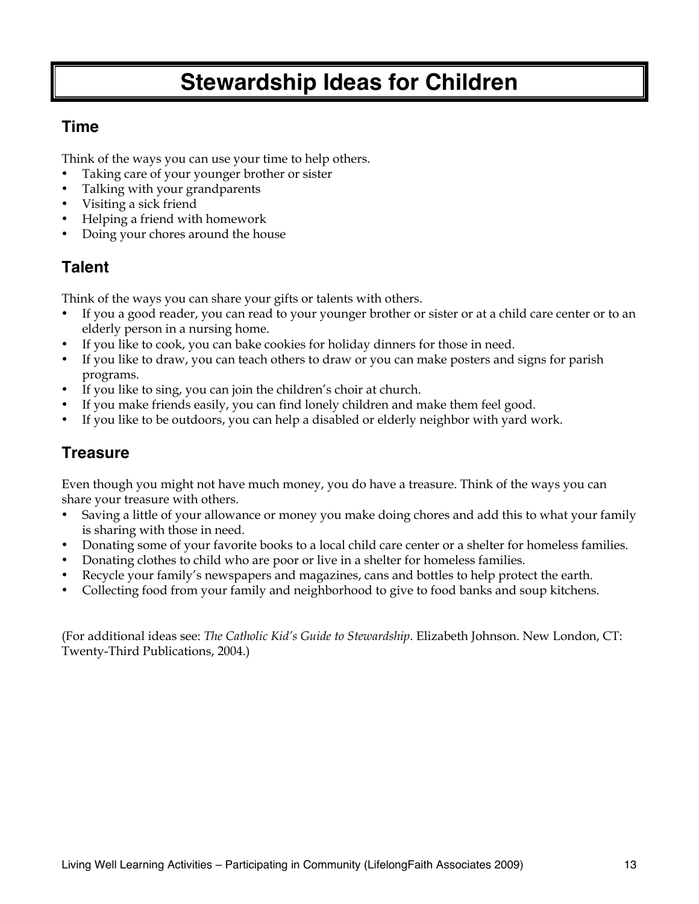# Stewardship Ideas for Children

## Time

Think of the ways you can use your time to help others.

- Taking care of your younger brother or sister
- Talking with your grandparents
- Visiting a sick friend
- Helping a friend with homework
- Doing your chores around the house

## Talent

Think of the ways you can share your gifts or talents with others.

- If you a good reader, you can read to your younger brother or sister or at a child care center or to an elderly person in a nursing home.
- If you like to cook, you can bake cookies for holiday dinners for those in need.
- If you like to draw, you can teach others to draw or you can make posters and signs for parish programs.
- If you like to sing, you can join the children's choir at church.
- If you make friends easily, you can find lonely children and make them feel good.
- If you like to be outdoors, you can help a disabled or elderly neighbor with yard work.

## Treasure

Even though you might not have much money, you do have a treasure. Think of the ways you can share your treasure with others.

- Saving a little of your allowance or money you make doing chores and add this to what your family is sharing with those in need.
- Donating some of your favorite books to a local child care center or a shelter for homeless families.
- Donating clothes to child who are poor or live in a shelter for homeless families.
- Recycle your family's newspapers and magazines, cans and bottles to help protect the earth.
- Collecting food from your family and neighborhood to give to food banks and soup kitchens.

(For additional ideas see: *The Catholic Kid's Guide to Stewardship*. Elizabeth Johnson. New London, CT: Twenty-Third Publications, 2004.)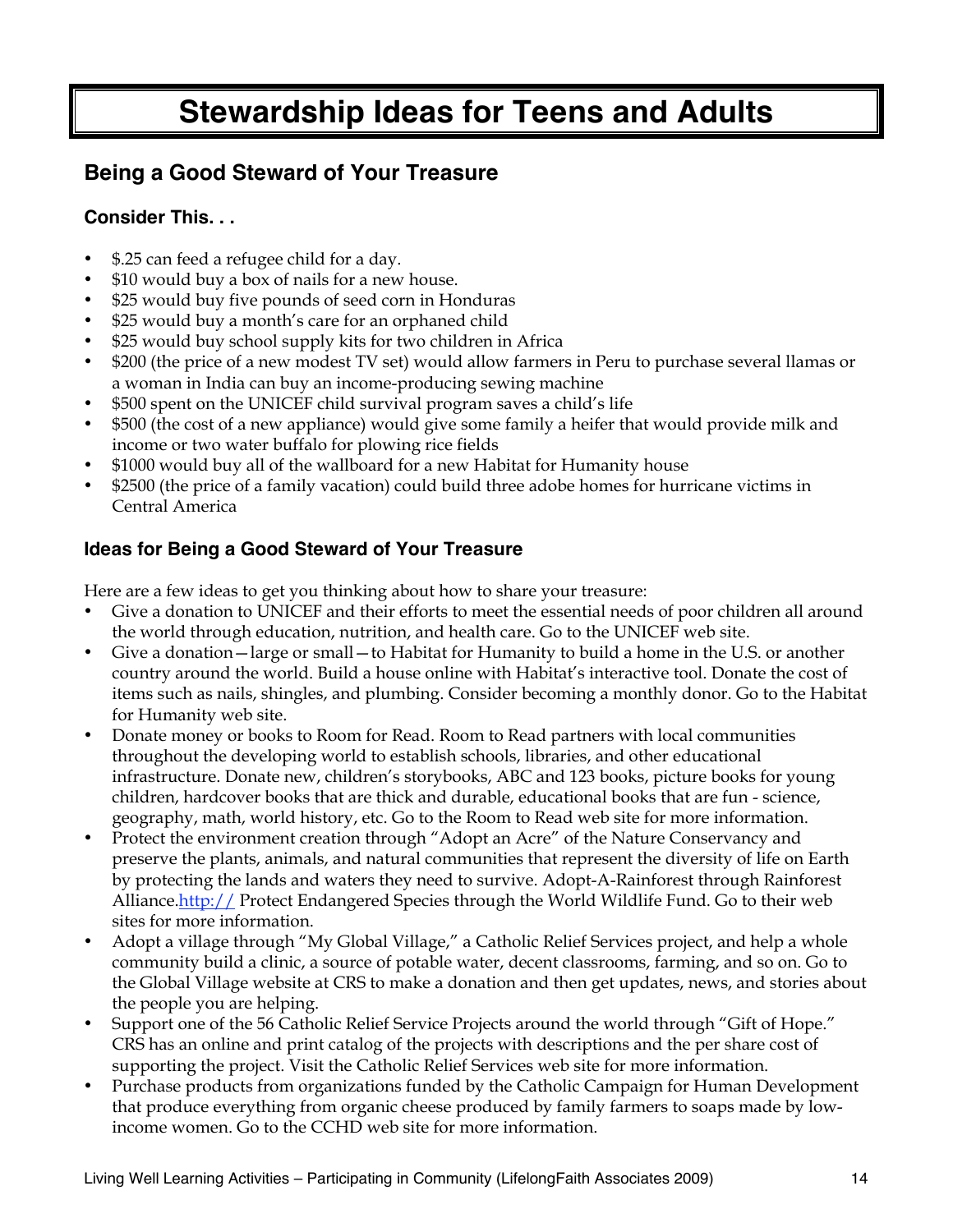# Stewardship Ideas for Teens and Adults

## Being a Good Steward of Your Treasure

### Consider This. . .

- $.25 can feed a refugee child for a day.
- $10 would buy a box of nails for a new house.
- $25 would buy five pounds of seed corn in Honduras
- $25 would buy a month's care for an orphaned child
- $25 would buy school supply kits for two children in Africa
- $200 (the price of a new modest TV set) would allow farmers in Peru to purchase several llamas or a woman in India can buy an income-producing sewing machine
- $500 spent on the UNICEF child survival program saves a child's life
- $500 (the cost of a new appliance) would give some family a heifer that would provide milk and income or two water buffalo for plowing rice fields
- $1000 would buy all of the wallboard for a new Habitat for Humanity house
- $2500 (the price of a family vacation) could build three adobe homes for hurricane victims in Central America

### Ideas for Being a Good Steward of Your Treasure

Here are a few ideas to get you thinking about how to share your treasure:

- Give a donation to UNICEF and their efforts to meet the essential needs of poor children all around the world through education, nutrition, and health care. Go to the UNICEF web site.
- Give a donation—large or small—to Habitat for Humanity to build a home in the U.S. or another country around the world. Build a house online with Habitat's interactive tool. Donate the cost of items such as nails, shingles, and plumbing. Consider becoming a monthly donor. Go to the Habitat for Humanity web site.
- Donate money or books to Room for Read. Room to Read partners with local communities throughout the developing world to establish schools, libraries, and other educational infrastructure. Donate new, children's storybooks, ABC and 123 books, picture books for young children, hardcover books that are thick and durable, educational books that are fun - science, geography, math, world history, etc. Go to the Room to Read web site for more information.
- Protect the environment creation through "Adopt an Acre" of the Nature Conservancy and preserve the plants, animals, and natural communities that represent the diversity of life on Earth by protecting the lands and waters they need to survive. Adopt-A-Rainforest through Rainforest Alliance.http:// Protect Endangered Species through the World Wildlife Fund. Go to their web sites for more information.
- Adopt a village through "My Global Village," a Catholic Relief Services project, and help a whole community build a clinic, a source of potable water, decent classrooms, farming, and so on. Go to the Global Village website at CRS to make a donation and then get updates, news, and stories about the people you are helping.
- Support one of the 56 Catholic Relief Service Projects around the world through "Gift of Hope." CRS has an online and print catalog of the projects with descriptions and the per share cost of supporting the project. Visit the Catholic Relief Services web site for more information.
- Purchase products from organizations funded by the Catholic Campaign for Human Development that produce everything from organic cheese produced by family farmers to soaps made by low-income women. Go to the CCHD web site for more information.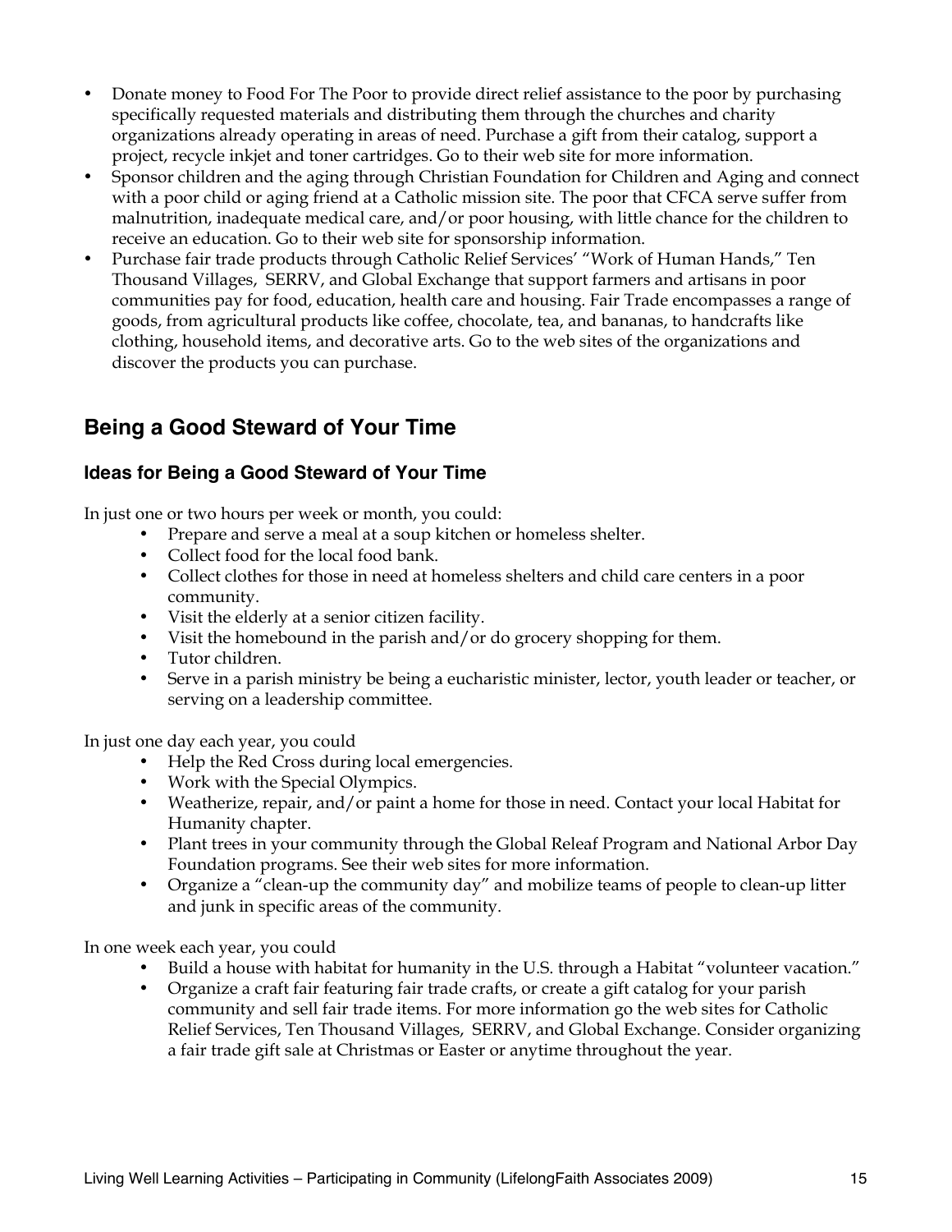- Donate money to Food For The Poor to provide direct relief assistance to the poor by purchasing specifically requested materials and distributing them through the churches and charity organizations already operating in areas of need. Purchase a gift from their catalog, support a project, recycle inkjet and toner cartridges. Go to their web site for more information.
- Sponsor children and the aging through Christian Foundation for Children and Aging and connect with a poor child or aging friend at a Catholic mission site. The poor that CFCA serve suffer from malnutrition, inadequate medical care, and/or poor housing, with little chance for the children to receive an education. Go to their web site for sponsorship information.
- Purchase fair trade products through Catholic Relief Services' "Work of Human Hands," Ten Thousand Villages, SERRV, and Global Exchange that support farmers and artisans in poor communities pay for food, education, health care and housing. Fair Trade encompasses a range of goods, from agricultural products like coffee, chocolate, tea, and bananas, to handcrafts like clothing, household items, and decorative arts. Go to the web sites of the organizations and discover the products you can purchase.

## Being a Good Steward of Your Time

### Ideas for Being a Good Steward of Your Time

In just one or two hours per week or month, you could:

- Prepare and serve a meal at a soup kitchen or homeless shelter.
- Collect food for the local food bank.
- Collect clothes for those in need at homeless shelters and child care centers in a poor community.
- Visit the elderly at a senior citizen facility.
- Visit the homebound in the parish and/or do grocery shopping for them.
- Tutor children.
- Serve in a parish ministry be being a eucharistic minister, lector, youth leader or teacher, or serving on a leadership committee.

In just one day each year, you could

- Help the Red Cross during local emergencies.
- Work with the Special Olympics.
- Weatherize, repair, and/or paint a home for those in need. Contact your local Habitat for Humanity chapter.
- Plant trees in your community through the Global Releaf Program and National Arbor Day Foundation programs. See their web sites for more information.
- Organize a "clean-up the community day" and mobilize teams of people to clean-up litter and junk in specific areas of the community.

In one week each year, you could

- Build a house with habitat for humanity in the U.S. through a Habitat "volunteer vacation."
- Organize a craft fair featuring fair trade crafts, or create a gift catalog for your parish community and sell fair trade items. For more information go the web sites for Catholic Relief Services, Ten Thousand Villages, SERRV, and Global Exchange. Consider organizing a fair trade gift sale at Christmas or Easter or anytime throughout the year.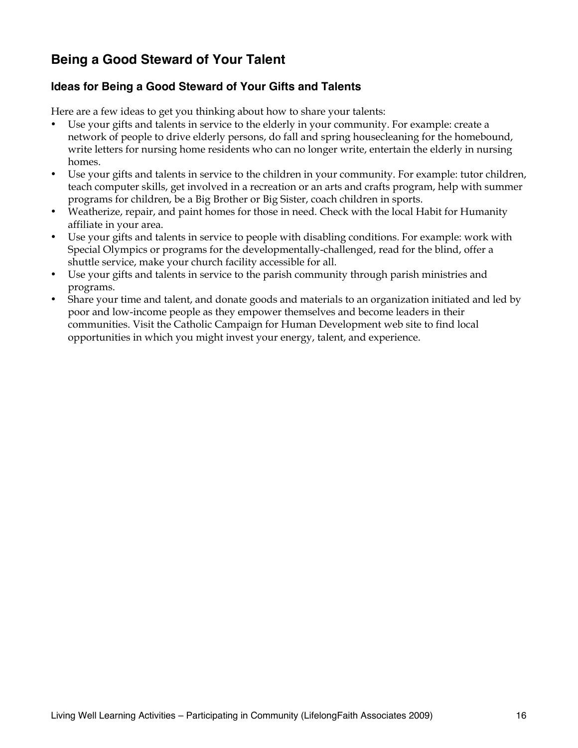## Being a Good Steward of Your Talent

### Ideas for Being a Good Steward of Your Gifts and Talents

Here are a few ideas to get you thinking about how to share your talents:

- Use your gifts and talents in service to the elderly in your community. For example: create a network of people to drive elderly persons, do fall and spring housecleaning for the homebound, write letters for nursing home residents who can no longer write, entertain the elderly in nursing homes.
- Use your gifts and talents in service to the children in your community. For example: tutor children, teach computer skills, get involved in a recreation or an arts and crafts program, help with summer programs for children, be a Big Brother or Big Sister, coach children in sports.
- Weatherize, repair, and paint homes for those in need. Check with the local Habit for Humanity affiliate in your area.
- Use your gifts and talents in service to people with disabling conditions. For example: work with Special Olympics or programs for the developmentally-challenged, read for the blind, offer a shuttle service, make your church facility accessible for all.
- Use your gifts and talents in service to the parish community through parish ministries and programs.
- Share your time and talent, and donate goods and materials to an organization initiated and led by poor and low-income people as they empower themselves and become leaders in their communities. Visit the Catholic Campaign for Human Development web site to find local opportunities in which you might invest your energy, talent, and experience.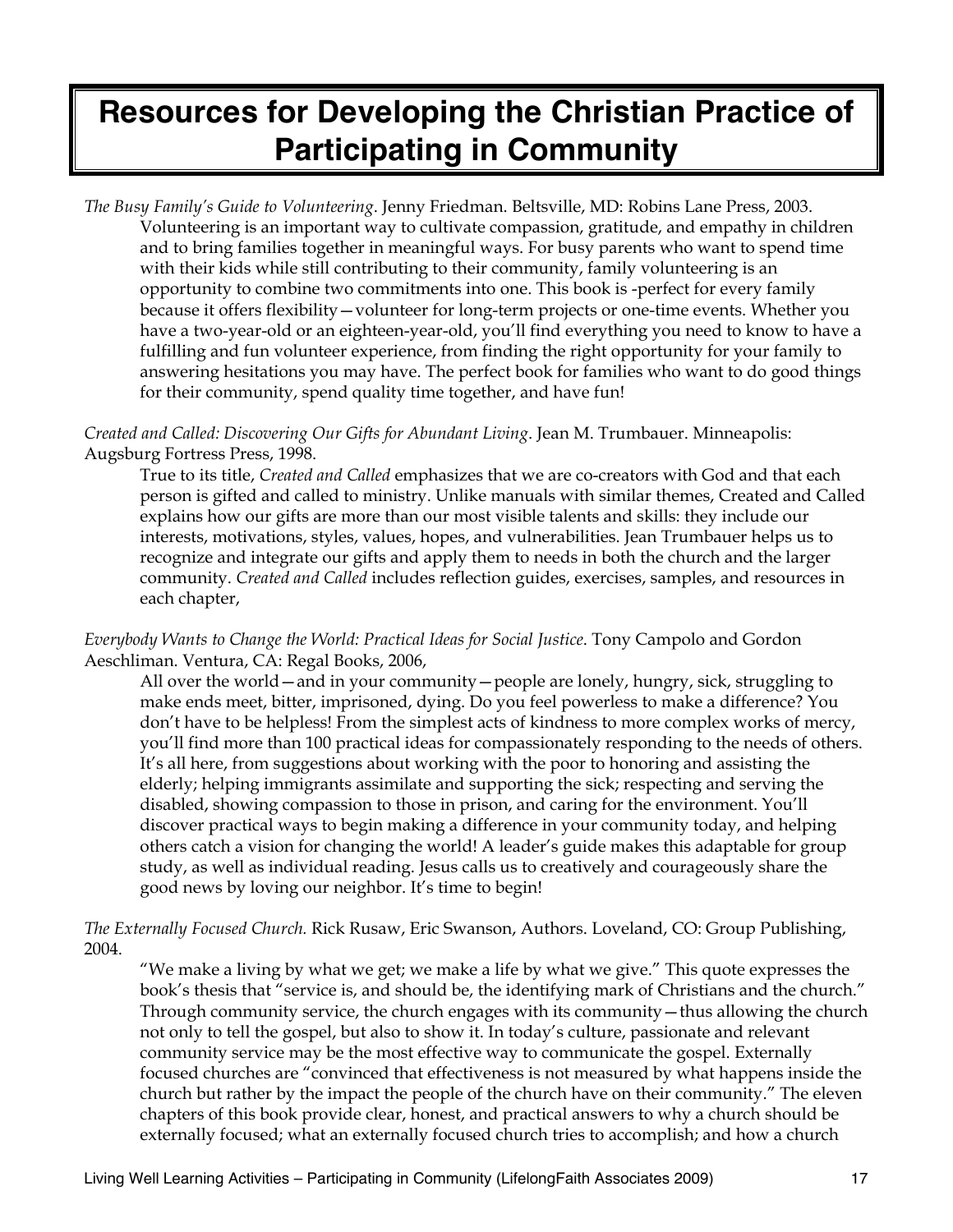# Resources for Developing the Christian Practice of Participating in Community

*The Busy Family's Guide to Volunteering*. Jenny Friedman. Beltsville, MD: Robins Lane Press, 2003.

Volunteering is an important way to cultivate compassion, gratitude, and empathy in children and to bring families together in meaningful ways. For busy parents who want to spend time with their kids while still contributing to their community, family volunteering is an opportunity to combine two commitments into one. This book is -perfect for every family because it offers flexibility—volunteer for long-term projects or one-time events. Whether you have a two-year-old or an eighteen-year-old, you'll find everything you need to know to have a fulfilling and fun volunteer experience, from finding the right opportunity for your family to answering hesitations you may have. The perfect book for families who want to do good things for their community, spend quality time together, and have fun!

*Created and Called: Discovering Our Gifts for Abundant Living*. Jean M. Trumbauer. Minneapolis: Augsburg Fortress Press, 1998.

True to its title, *Created and Called* emphasizes that we are co-creators with God and that each person is gifted and called to ministry. Unlike manuals with similar themes, Created and Called explains how our gifts are more than our most visible talents and skills: they include our interests, motivations, styles, values, hopes, and vulnerabilities. Jean Trumbauer helps us to recognize and integrate our gifts and apply them to needs in both the church and the larger community. *Created and Called* includes reflection guides, exercises, samples, and resources in each chapter,

*Everybody Wants to Change the World: Practical Ideas for Social Justice*. Tony Campolo and Gordon Aeschliman. Ventura, CA: Regal Books, 2006,

All over the world—and in your community—people are lonely, hungry, sick, struggling to make ends meet, bitter, imprisoned, dying. Do you feel powerless to make a difference? You don't have to be helpless! From the simplest acts of kindness to more complex works of mercy, you'll find more than 100 practical ideas for compassionately responding to the needs of others. It's all here, from suggestions about working with the poor to honoring and assisting the elderly; helping immigrants assimilate and supporting the sick; respecting and serving the disabled, showing compassion to those in prison, and caring for the environment. You'll discover practical ways to begin making a difference in your community today, and helping others catch a vision for changing the world! A leader's guide makes this adaptable for group study, as well as individual reading. Jesus calls us to creatively and courageously share the good news by loving our neighbor. It's time to begin!

*The Externally Focused Church.* Rick Rusaw, Eric Swanson, Authors. Loveland, CO: Group Publishing, 2004.

"We make a living by what we get; we make a life by what we give." This quote expresses the book's thesis that "service is, and should be, the identifying mark of Christians and the church." Through community service, the church engages with its community—thus allowing the church not only to tell the gospel, but also to show it. In today's culture, passionate and relevant community service may be the most effective way to communicate the gospel. Externally focused churches are "convinced that effectiveness is not measured by what happens inside the church but rather by the impact the people of the church have on their community." The eleven chapters of this book provide clear, honest, and practical answers to why a church should be externally focused; what an externally focused church tries to accomplish; and how a church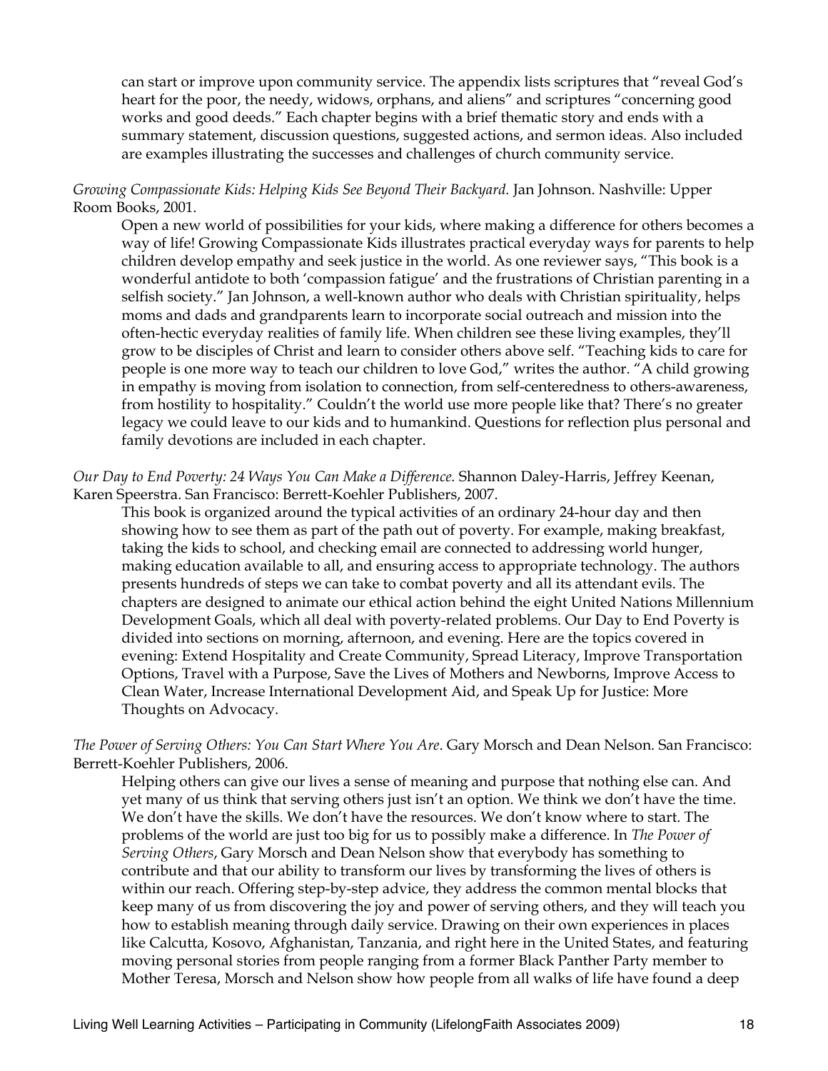can start or improve upon community service. The appendix lists scriptures that "reveal God's heart for the poor, the needy, widows, orphans, and aliens" and scriptures "concerning good works and good deeds." Each chapter begins with a brief thematic story and ends with a summary statement, discussion questions, suggested actions, and sermon ideas. Also included are examples illustrating the successes and challenges of church community service.

*Growing Compassionate Kids: Helping Kids See Beyond Their Backyard.* Jan Johnson. Nashville: Upper Room Books, 2001.

Open a new world of possibilities for your kids, where making a difference for others becomes a way of life! Growing Compassionate Kids illustrates practical everyday ways for parents to help children develop empathy and seek justice in the world. As one reviewer says, "This book is a wonderful antidote to both 'compassion fatigue' and the frustrations of Christian parenting in a selfish society." Jan Johnson, a well-known author who deals with Christian spirituality, helps moms and dads and grandparents learn to incorporate social outreach and mission into the often-hectic everyday realities of family life. When children see these living examples, they'll grow to be disciples of Christ and learn to consider others above self. "Teaching kids to care for people is one more way to teach our children to love God," writes the author. "A child growing in empathy is moving from isolation to connection, from self-centeredness to others-awareness, from hostility to hospitality." Couldn't the world use more people like that? There's no greater legacy we could leave to our kids and to humankind. Questions for reflection plus personal and family devotions are included in each chapter.

*Our Day to End Poverty: 24 Ways You Can Make a Difference.* Shannon Daley-Harris, Jeffrey Keenan, Karen Speerstra. San Francisco: Berrett-Koehler Publishers, 2007.

This book is organized around the typical activities of an ordinary 24-hour day and then showing how to see them as part of the path out of poverty. For example, making breakfast, taking the kids to school, and checking email are connected to addressing world hunger, making education available to all, and ensuring access to appropriate technology. The authors presents hundreds of steps we can take to combat poverty and all its attendant evils. The chapters are designed to animate our ethical action behind the eight United Nations Millennium Development Goals, which all deal with poverty-related problems. Our Day to End Poverty is divided into sections on morning, afternoon, and evening. Here are the topics covered in evening: Extend Hospitality and Create Community, Spread Literacy, Improve Transportation Options, Travel with a Purpose, Save the Lives of Mothers and Newborns, Improve Access to Clean Water, Increase International Development Aid, and Speak Up for Justice: More Thoughts on Advocacy.

*The Power of Serving Others: You Can Start Where You Are*. Gary Morsch and Dean Nelson. San Francisco: Berrett-Koehler Publishers, 2006.

Helping others can give our lives a sense of meaning and purpose that nothing else can. And yet many of us think that serving others just isn't an option. We think we don't have the time. We don't have the skills. We don't have the resources. We don't know where to start. The problems of the world are just too big for us to possibly make a difference. In *The Power of Serving Others*, Gary Morsch and Dean Nelson show that everybody has something to contribute and that our ability to transform our lives by transforming the lives of others is within our reach. Offering step-by-step advice, they address the common mental blocks that keep many of us from discovering the joy and power of serving others, and they will teach you how to establish meaning through daily service. Drawing on their own experiences in places like Calcutta, Kosovo, Afghanistan, Tanzania, and right here in the United States, and featuring moving personal stories from people ranging from a former Black Panther Party member to Mother Teresa, Morsch and Nelson show how people from all walks of life have found a deep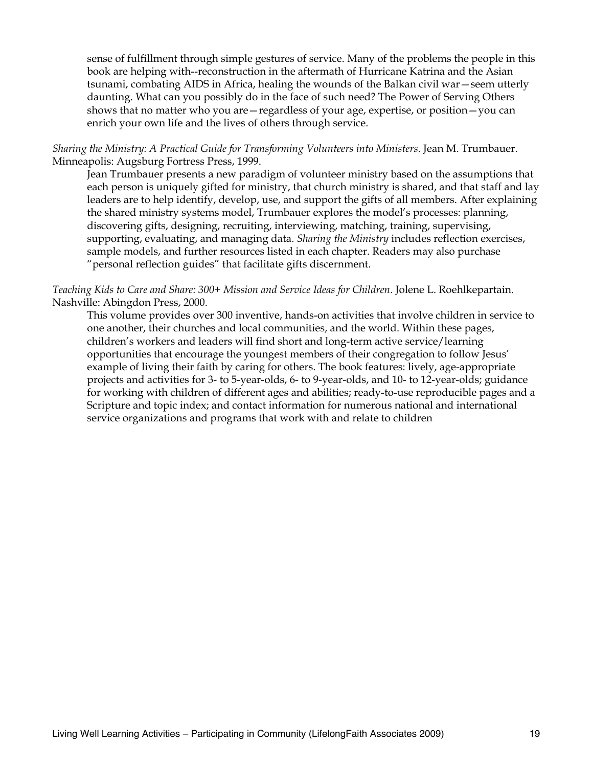sense of fulfillment through simple gestures of service. Many of the problems the people in this book are helping with--reconstruction in the aftermath of Hurricane Katrina and the Asian tsunami, combating AIDS in Africa, healing the wounds of the Balkan civil war—seem utterly daunting. What can you possibly do in the face of such need? The Power of Serving Others shows that no matter who you are—regardless of your age, expertise, or position—you can enrich your own life and the lives of others through service.

*Sharing the Ministry: A Practical Guide for Transforming Volunteers into Ministers*. Jean M. Trumbauer. Minneapolis: Augsburg Fortress Press, 1999.

Jean Trumbauer presents a new paradigm of volunteer ministry based on the assumptions that each person is uniquely gifted for ministry, that church ministry is shared, and that staff and lay leaders are to help identify, develop, use, and support the gifts of all members. After explaining the shared ministry systems model, Trumbauer explores the model's processes: planning, discovering gifts, designing, recruiting, interviewing, matching, training, supervising, supporting, evaluating, and managing data. *Sharing the Ministry* includes reflection exercises, sample models, and further resources listed in each chapter. Readers may also purchase "personal reflection guides" that facilitate gifts discernment.

*Teaching Kids to Care and Share: 300+ Mission and Service Ideas for Children*. Jolene L. Roehlkepartain. Nashville: Abingdon Press, 2000.

This volume provides over 300 inventive, hands-on activities that involve children in service to one another, their churches and local communities, and the world. Within these pages, children's workers and leaders will find short and long-term active service/learning opportunities that encourage the youngest members of their congregation to follow Jesus' example of living their faith by caring for others. The book features: lively, age-appropriate projects and activities for 3- to 5-year-olds, 6- to 9-year-olds, and 10- to 12-year-olds; guidance for working with children of different ages and abilities; ready-to-use reproducible pages and a Scripture and topic index; and contact information for numerous national and international service organizations and programs that work with and relate to children